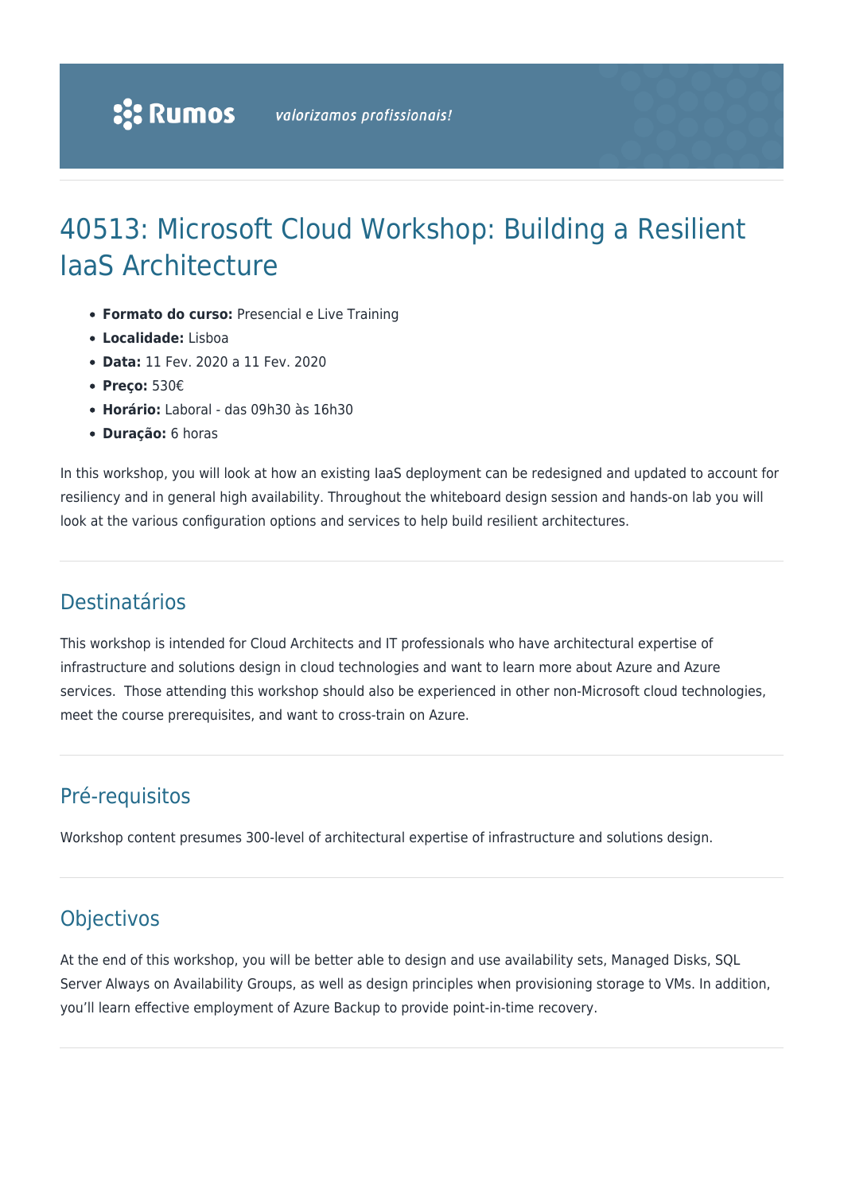# 40513: Microsoft Cloud Workshop: Building a Resilient IaaS Architecture

- **Formato do curso:** Presencial e Live Training
- **Localidade:** Lisboa
- **Data:** 11 Fev. 2020 a 11 Fev. 2020
- **Preço:** 530€
- **Horário:** Laboral - das 09h30 às 16h30
- **Duração:** 6 horas

In this workshop, you will look at how an existing IaaS deployment can be redesigned and updated to account for resiliency and in general high availability. Throughout the whiteboard design session and hands-on lab you will look at the various configuration options and services to help build resilient architectures.

## Destinatários

This workshop is intended for Cloud Architects and IT professionals who have architectural expertise of infrastructure and solutions design in cloud technologies and want to learn more about Azure and Azure services. Those attending this workshop should also be experienced in other non-Microsoft cloud technologies, meet the course prerequisites, and want to cross-train on Azure.

## Pré-requisitos

Workshop content presumes 300-level of architectural expertise of infrastructure and solutions design.

## Objectivos

At the end of this workshop, you will be better able to design and use availability sets, Managed Disks, SQL Server Always on Availability Groups, as well as design principles when provisioning storage to VMs. In addition, you'll learn effective employment of Azure Backup to provide point-in-time recovery.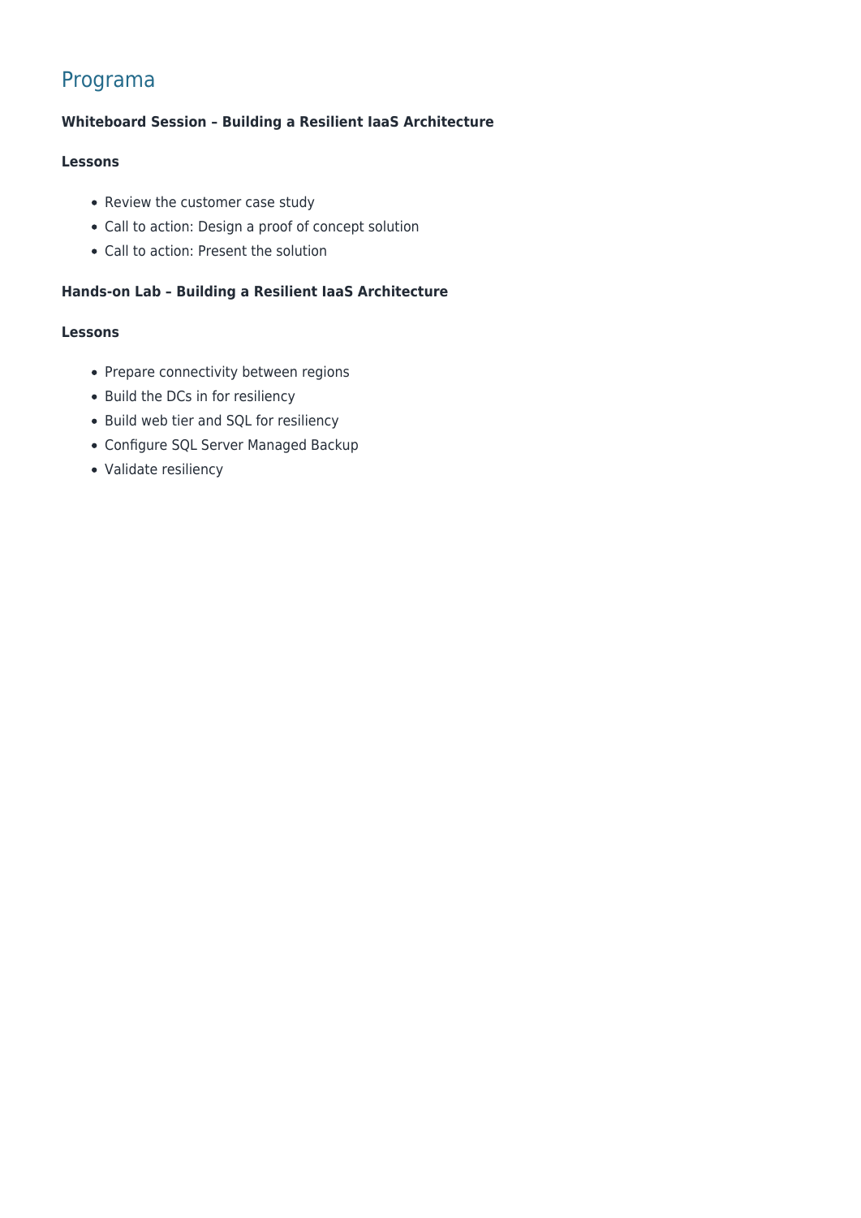# Programa

**Whiteboard Session – Building a Resilient IaaS Architecture**

**Lessons**

- Review the customer case study
- Call to action: Design a proof of concept solution
- Call to action: Present the solution

**Hands-on Lab – Building a Resilient IaaS Architecture**

**Lessons**

- Prepare connectivity between regions
- Build the DCs in for resiliency
- Build web tier and SQL for resiliency
- Configure SQL Server Managed Backup
- Validate resiliency